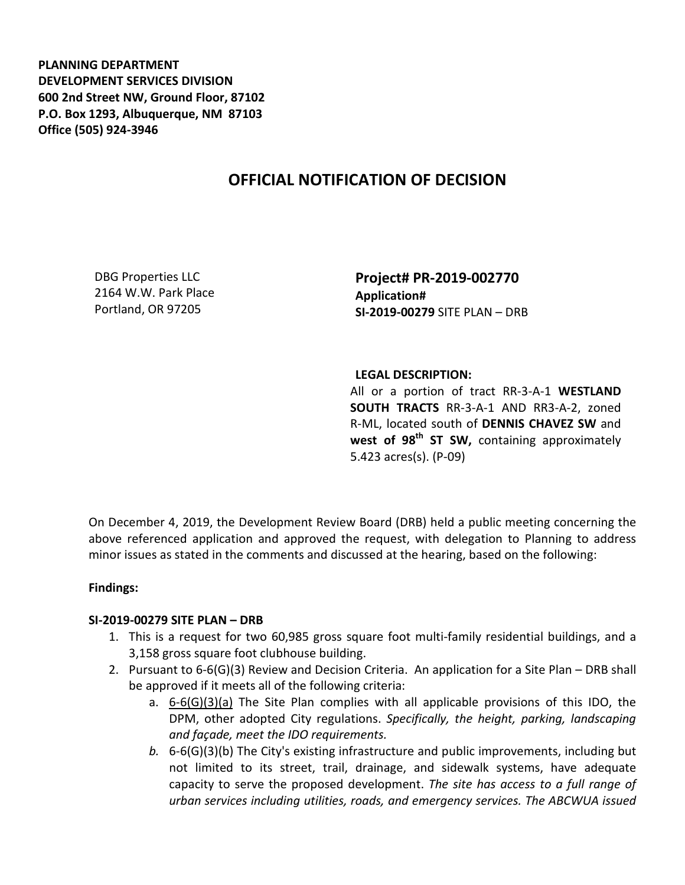**PLANNING DEPARTMENT**
**DEVELOPMENT SERVICES DIVISION**
**600 2nd Street NW, Ground Floor, 87102**
**P.O. Box 1293, Albuquerque, NM 87103**
**Office (505) 924-3946**

# OFFICIAL NOTIFICATION OF DECISION

DBG Properties LLC
2164 W.W. Park Place
Portland, OR 97205

**Project# PR-2019-002770**
**Application#**
**SI-2019-00279** SITE PLAN – DRB

**LEGAL DESCRIPTION:**
All or a portion of tract RR-3-A-1 **WESTLAND SOUTH TRACTS** RR-3-A-1 AND RR3-A-2, zoned R-ML, located south of **DENNIS CHAVEZ SW** and **west of 98th ST SW,** containing approximately 5.423 acres(s). (P-09)

On December 4, 2019, the Development Review Board (DRB) held a public meeting concerning the above referenced application and approved the request, with delegation to Planning to address minor issues as stated in the comments and discussed at the hearing, based on the following:

**Findings:**

**SI-2019-00279 SITE PLAN – DRB**

1. This is a request for two 60,985 gross square foot multi-family residential buildings, and a 3,158 gross square foot clubhouse building.
2. Pursuant to 6-6(G)(3) Review and Decision Criteria. An application for a Site Plan – DRB shall be approved if it meets all of the following criteria:
    a. 6-6(G)(3)(a) The Site Plan complies with all applicable provisions of this IDO, the DPM, other adopted City regulations. *Specifically, the height, parking, landscaping and façade, meet the IDO requirements.*
    b. 6-6(G)(3)(b) The City's existing infrastructure and public improvements, including but not limited to its street, trail, drainage, and sidewalk systems, have adequate capacity to serve the proposed development. *The site has access to a full range of urban services including utilities, roads, and emergency services. The ABCWUA issued*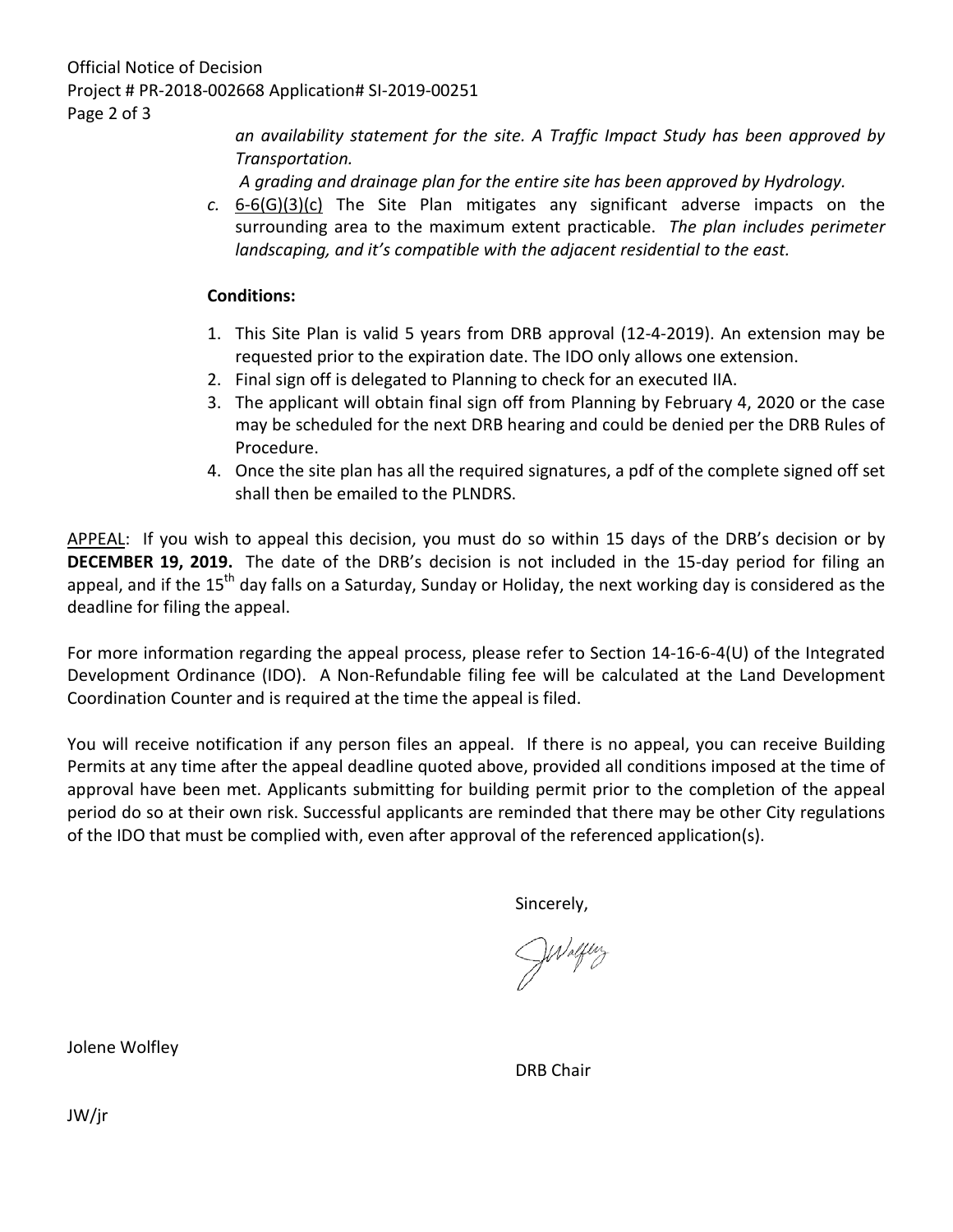*an availability statement for the site. A Traffic Impact Study has been approved by Transportation.*

*A grading and drainage plan for the entire site has been approved by Hydrology.*

*c.* 6-6(G)(3)(c) The Site Plan mitigates any significant adverse impacts on the surrounding area to the maximum extent practicable. *The plan includes perimeter landscaping, and it's compatible with the adjacent residential to the east.*

**Conditions:**

1. This Site Plan is valid 5 years from DRB approval (12-4-2019). An extension may be requested prior to the expiration date. The IDO only allows one extension.
2. Final sign off is delegated to Planning to check for an executed IIA.
3. The applicant will obtain final sign off from Planning by February 4, 2020 or the case may be scheduled for the next DRB hearing and could be denied per the DRB Rules of Procedure.
4. Once the site plan has all the required signatures, a pdf of the complete signed off set shall then be emailed to the PLNDRS.

APPEAL: If you wish to appeal this decision, you must do so within 15 days of the DRB's decision or by **DECEMBER 19, 2019.** The date of the DRB's decision is not included in the 15-day period for filing an appeal, and if the 15th day falls on a Saturday, Sunday or Holiday, the next working day is considered as the deadline for filing the appeal.

For more information regarding the appeal process, please refer to Section 14-16-6-4(U) of the Integrated Development Ordinance (IDO). A Non-Refundable filing fee will be calculated at the Land Development Coordination Counter and is required at the time the appeal is filed.

You will receive notification if any person files an appeal. If there is no appeal, you can receive Building Permits at any time after the appeal deadline quoted above, provided all conditions imposed at the time of approval have been met. Applicants submitting for building permit prior to the completion of the appeal period do so at their own risk. Successful applicants are reminded that there may be other City regulations of the IDO that must be complied with, even after approval of the referenced application(s).

Sincerely,

JWolfley

Jolene Wolfley

DRB Chair

JW/jr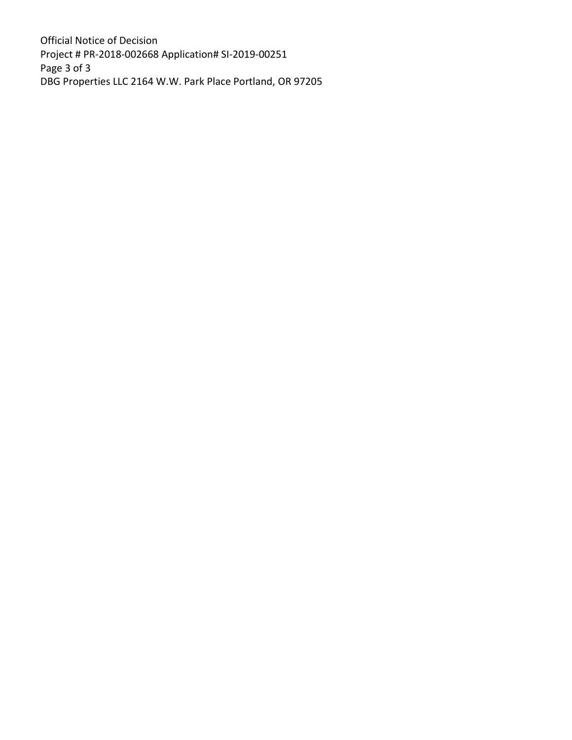Official Notice of Decision
Project # PR-2018-002668 Application# SI-2019-00251
DBG Properties LLC 2164 W.W. Park Place Portland, OR 97205